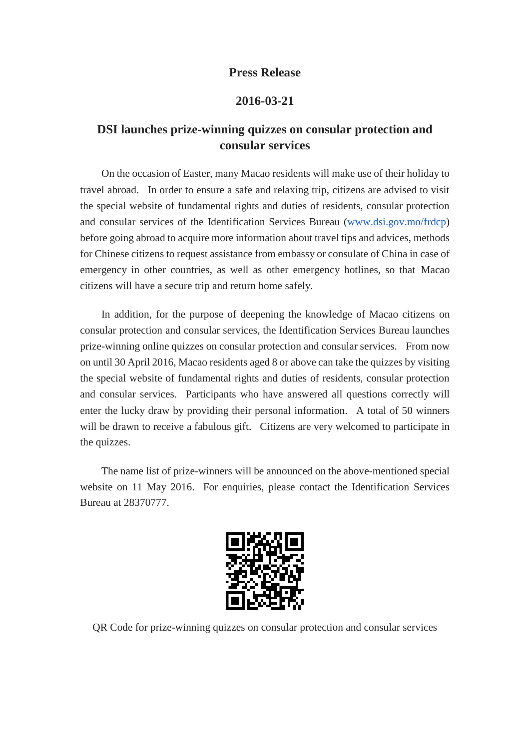**Press Release**

**2016-03-21**

# DSI launches prize-winning quizzes on consular protection and consular services

On the occasion of Easter, many Macao residents will make use of their holiday to travel abroad. In order to ensure a safe and relaxing trip, citizens are advised to visit the special website of fundamental rights and duties of residents, consular protection and consular services of the Identification Services Bureau ([www.dsi.gov.mo/frdcp](http://www.dsi.gov.mo/frdcp)) before going abroad to acquire more information about travel tips and advices, methods for Chinese citizens to request assistance from embassy or consulate of China in case of emergency in other countries, as well as other emergency hotlines, so that Macao citizens will have a secure trip and return home safely.

In addition, for the purpose of deepening the knowledge of Macao citizens on consular protection and consular services, the Identification Services Bureau launches prize-winning online quizzes on consular protection and consular services. From now on until 30 April 2016, Macao residents aged 8 or above can take the quizzes by visiting the special website of fundamental rights and duties of residents, consular protection and consular services. Participants who have answered all questions correctly will enter the lucky draw by providing their personal information. A total of 50 winners will be drawn to receive a fabulous gift. Citizens are very welcomed to participate in the quizzes.

The name list of prize-winners will be announced on the above-mentioned special website on 11 May 2016. For enquiries, please contact the Identification Services Bureau at 28370777.

QR Code for prize-winning quizzes on consular protection and consular services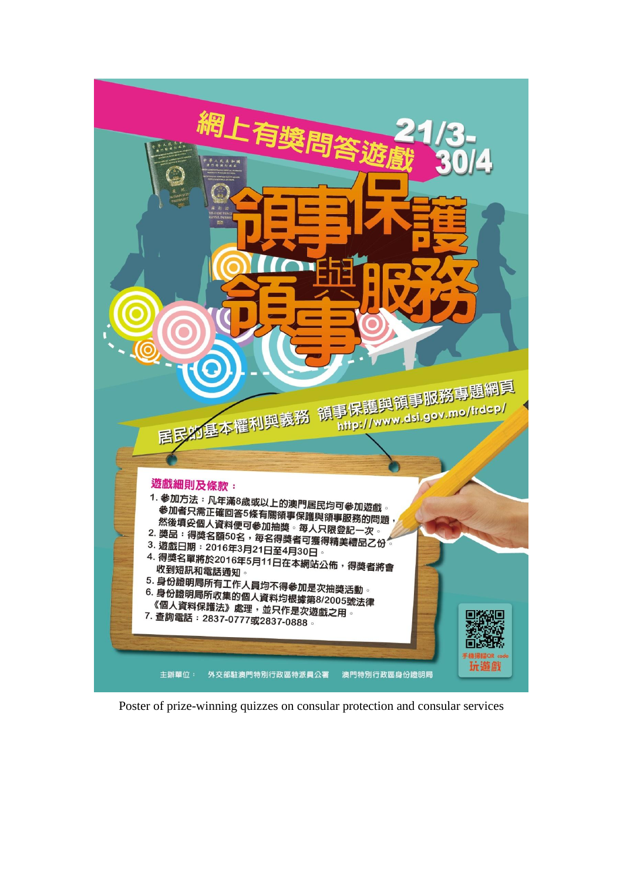網上有獎問答遊戲 21/3-30/4

# 領事保護與領事服務

居民的基本權利與義務　領事保護與領事服務專題網頁 http://www.dsi.gov.mo/frdcp/

**遊戲細則及條款：**

1. 參加方法：凡年滿8歲或以上的澳門居民均可參加遊戲。參加者只需正確回答5條有關領事保護與領事服務的問題，然後填妥個人資料便可參加抽獎。每人只限登記一次。
2. 獎品：得獎名額50名，每名得獎者可獲得精美禮品乙份。
3. 遊戲日期：2016年3月21日至4月30日。
4. 得獎名單將於2016年5月11日在本網站公佈，得獎者將會收到短訊和電話通知。
5. 身份證明局所有工作人員均不得參加是次抽獎活動。
6. 身份證明局所收集的個人資料均根據第8/2005號法律《個人資料保護法》處理，並只作是次遊戲之用。
7. 查詢電話：2837-0777或2837-0888。

手機掃描QR code 玩遊戲

主辦單位：　外交部駐澳門特別行政區特派員公署　澳門特別行政區身份證明局

Poster of prize-winning quizzes on consular protection and consular services